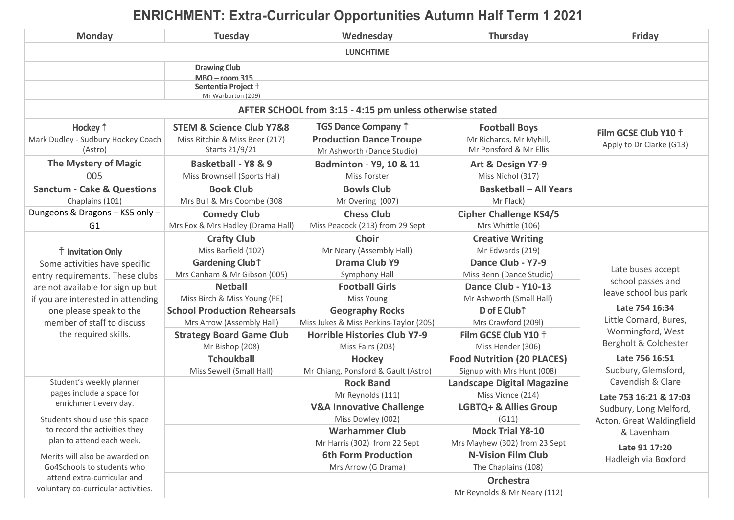# ENRICHMENT: Extra-Curricular Opportunities Autumn Half Term 1 2021

| Monday | Tuesday | Wednesday | Thursday | Friday |
|---|---|---|---|---|
| **LUNCHTIME** | | | | |
| | **Drawing Club** MBO – room 315 | | | |
| | **Sententia Project** † Mr Warburton (209) | | | |
| **AFTER SCHOOL from 3:15 - 4:15 pm unless otherwise stated** | | | | |
| **Hockey** † Mark Dudley - Sudbury Hockey Coach (Astro) | **STEM & Science Club Y7&8** Miss Ritchie & Miss Beer (217) Starts 21/9/21 | **TGS Dance Company** † **Production Dance Troupe** Mr Ashworth (Dance Studio) | **Football Boys** Mr Richards, Mr Myhill, Mr Ponsford & Mr Ellis | **Film GCSE Club Y10** † Apply to Dr Clarke (G13) |
| **The Mystery of Magic** 005 | **Basketball - Y8 & 9** Miss Brownsell (Sports Hal) | **Badminton - Y9, 10 & 11** Miss Forster | **Art & Design Y7-9** Miss Nichol (317) | |
| **Sanctum - Cake & Questions** Chaplains (101) | **Book Club** Mrs Bull & Mrs Coombe (308 | **Bowls Club** Mr Overing (007) | **Basketball – All Years** Mr Flack) | |
| Dungeons & Dragons – KS5 only – G1 | **Comedy Club** Mrs Fox & Mrs Hadley (Drama Hall) | **Chess Club** Miss Peacock (213) from 29 Sept | **Cipher Challenge KS4/5** Mrs Whittle (106) | |
| † **Invitation Only** Some activities have specific entry requirements. These clubs are not available for sign up but if you are interested in attending one please speak to the member of staff to discuss the required skills. | **Crafty Club** Miss Barfield (102) | **Choir** Mr Neary (Assembly Hall) | **Creative Writing** Mr Edwards (219) | |
| | **Gardening Club**† Mrs Canham & Mr Gibson (005) | **Drama Club Y9** Symphony Hall | **Dance Club - Y7-9** Miss Benn (Dance Studio) | Late buses accept school passes and leave school bus park **Late 754 16:34** Little Cornard, Bures, Wormingford, West Bergholt & Colchester **Late 756 16:51** Sudbury, Glemsford, Cavendish & Clare **Late 753 16:21 & 17:03** Sudbury, Long Melford, Acton, Great Waldingfield & Lavenham **Late 91 17:20** Hadleigh via Boxford |
| | **Netball** Miss Birch & Miss Young (PE) | **Football Girls** Miss Young | **Dance Club - Y10-13** Mr Ashworth (Small Hall) | |
| | **School Production Rehearsals** Mrs Arrow (Assembly Hall) | **Geography Rocks** Miss Jukes & Miss Perkins-Taylor (205) | **D of E Club**† Mrs Crawford (209l) | |
| | **Strategy Board Game Club** Mr Bishop (208) | **Horrible Histories Club Y7-9** Miss Fairs (203) | **Film GCSE Club Y10** † Miss Hender (306) | |
| | **Tchoukball** Miss Sewell (Small Hall) | **Hockey** Mr Chiang, Ponsford & Gault (Astro) | **Food Nutrition (20 PLACES)** Signup with Mrs Hunt (008) | |
| Student's weekly planner pages include a space for enrichment every day. Students should use this space to record the activities they plan to attend each week. Merits will also be awarded on Go4Schools to students who attend extra-curricular and voluntary co-curricular activities. | | **Rock Band** Mr Reynolds (111) | **Landscape Digital Magazine** Miss Vicnce (214) | |
| | | **V&A Innovative Challenge** Miss Dowley (002) | **LGBTQ+ & Allies Group** (G11) | |
| | | **Warhammer Club** Mr Harris (302) from 22 Sept | **Mock Trial Y8-10** Mrs Mayhew (302) from 23 Sept | |
| | | **6th Form Production** Mrs Arrow (G Drama) | **N-Vision Film Club** The Chaplains (108) | |
| | | | **Orchestra** Mr Reynolds & Mr Neary (112) | |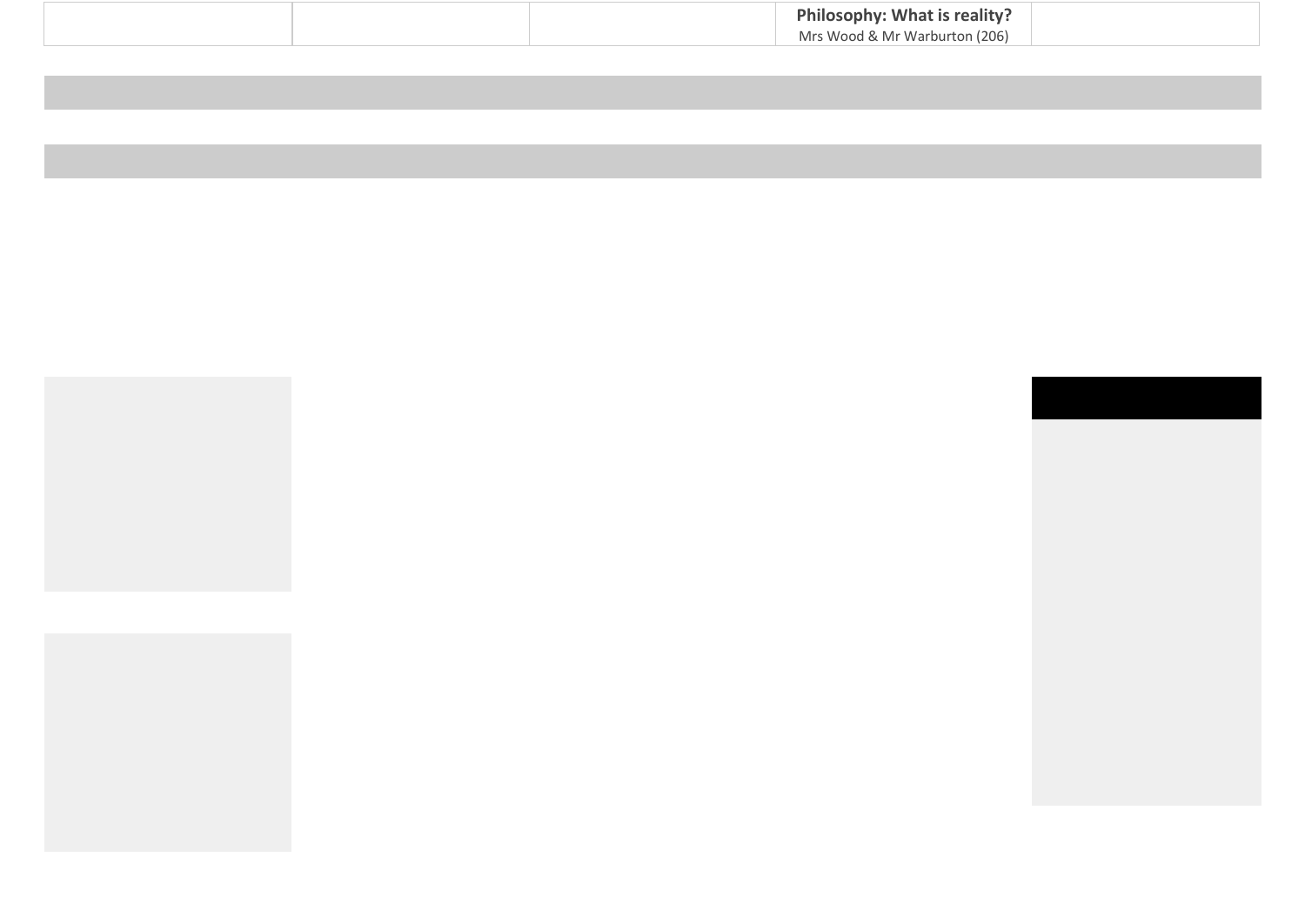|  |  |  | **Philosophy: What is reality?** Mrs Wood & Mr Warburton (206) |  |
|---|---|---|---|---|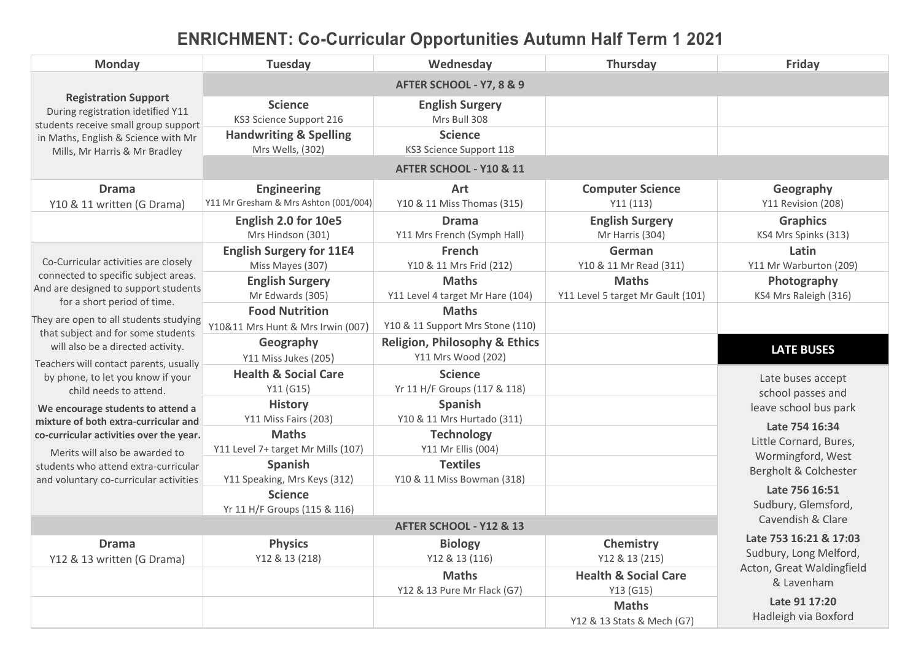# ENRICHMENT: Co-Curricular Opportunities Autumn Half Term 1 2021

| Monday | Tuesday | Wednesday | Thursday | Friday |
|---|---|---|---|---|
| **Registration Support** During registration idetified Y11 students receive small group support in Maths, English & Science with Mr Mills, Mr Harris & Mr Bradley | **AFTER SCHOOL - Y7, 8 & 9** | | | |
| | **Science** KS3 Science Support 216 | **English Surgery** Mrs Bull 308 | | |
| | **Handwriting & Spelling** Mrs Wells, (302) | **Science** KS3 Science Support 118 | | |
| | **AFTER SCHOOL - Y10 & 11** | | | |
| **Drama** Y10 & 11 written (G Drama) | **Engineering** Y11 Mr Gresham & Mrs Ashton (001/004) | **Art** Y10 & 11 Miss Thomas (315) | **Computer Science** Y11 (113) | **Geography** Y11 Revision (208) |
| | **English 2.0 for 10e5** Mrs Hindson (301) | **Drama** Y11 Mrs French (Symph Hall) | **English Surgery** Mr Harris (304) | **Graphics** KS4 Mrs Spinks (313) |
| Co-Curricular activities are closely connected to specific subject areas. And are designed to support students for a short period of time. They are open to all students studying that subject and for some students will also be a directed activity. Teachers will contact parents, usually by phone, to let you know if your child needs to attend. **We encourage students to attend a mixture of both extra-curricular and co-curricular activities over the year.** Merits will also be awarded to students who attend extra-curricular and voluntary co-curricular activities | **English Surgery for 11E4** Miss Mayes (307) | **French** Y10 & 11 Mrs Frid (212) | **German** Y10 & 11 Mr Read (311) | **Latin** Y11 Mr Warburton (209) |
| | **English Surgery** Mr Edwards (305) | **Maths** Y11 Level 4 target Mr Hare (104) | **Maths** Y11 Level 5 target Mr Gault (101) | **Photography** KS4 Mrs Raleigh (316) |
| | **Food Nutrition** Y10&11 Mrs Hunt & Mrs Irwin (007) | **Maths** Y10 & 11 Support Mrs Stone (110) | | |
| | **Geography** Y11 Miss Jukes (205) | **Religion, Philosophy & Ethics** Y11 Mrs Wood (202) | | **LATE BUSES** |
| | **Health & Social Care** Y11 (G15) | **Science** Yr 11 H/F Groups (117 & 118) | | Late buses accept school passes and leave school bus park **Late 754 16:34** Little Cornard, Bures, Wormingford, West Bergholt & Colchester **Late 756 16:51** Sudbury, Glemsford, Cavendish & Clare **Late 753 16:21 & 17:03** Sudbury, Long Melford, Acton, Great Waldingfield & Lavenham **Late 91 17:20** Hadleigh via Boxford |
| | **History** Y11 Miss Fairs (203) | **Spanish** Y10 & 11 Mrs Hurtado (311) | | |
| | **Maths** Y11 Level 7+ target Mr Mills (107) | **Technology** Y11 Mr Ellis (004) | | |
| | **Spanish** Y11 Speaking, Mrs Keys (312) | **Textiles** Y10 & 11 Miss Bowman (318) | | |
| | **Science** Yr 11 H/F Groups (115 & 116) | | | |
| **AFTER SCHOOL - Y12 & 13** | | | | |
| **Drama** Y12 & 13 written (G Drama) | **Physics** Y12 & 13 (218) | **Biology** Y12 & 13 (116) | **Chemistry** Y12 & 13 (215) | |
| | | **Maths** Y12 & 13 Pure Mr Flack (G7) | **Health & Social Care** Y13 (G15) | |
| | | | **Maths** Y12 & 13 Stats & Mech (G7) | |